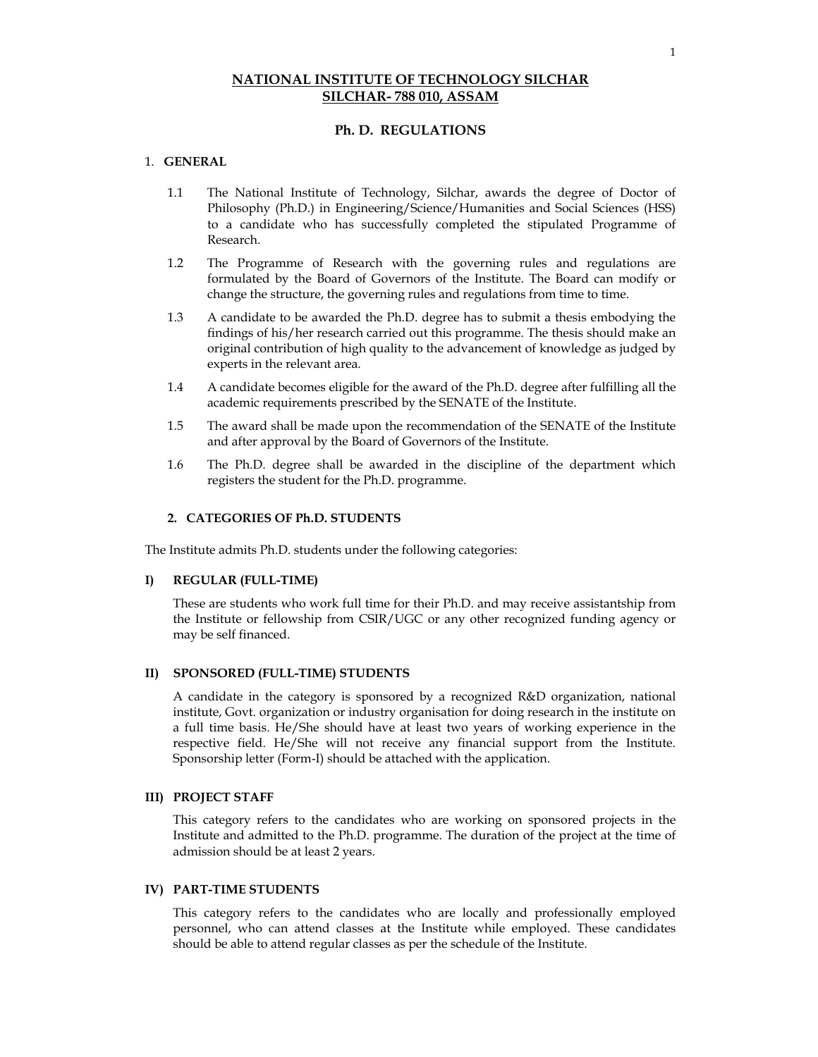# NATIONAL INSTITUTE OF TECHNOLOGY SILCHAR
# SILCHAR- 788 010, ASSAM

## Ph. D. REGULATIONS

### 1. GENERAL

1.1 The National Institute of Technology, Silchar, awards the degree of Doctor of Philosophy (Ph.D.) in Engineering/Science/Humanities and Social Sciences (HSS) to a candidate who has successfully completed the stipulated Programme of Research.

1.2 The Programme of Research with the governing rules and regulations are formulated by the Board of Governors of the Institute. The Board can modify or change the structure, the governing rules and regulations from time to time.

1.3 A candidate to be awarded the Ph.D. degree has to submit a thesis embodying the findings of his/her research carried out this programme. The thesis should make an original contribution of high quality to the advancement of knowledge as judged by experts in the relevant area.

1.4 A candidate becomes eligible for the award of the Ph.D. degree after fulfilling all the academic requirements prescribed by the SENATE of the Institute.

1.5 The award shall be made upon the recommendation of the SENATE of the Institute and after approval by the Board of Governors of the Institute.

1.6 The Ph.D. degree shall be awarded in the discipline of the department which registers the student for the Ph.D. programme.

### 2. CATEGORIES OF Ph.D. STUDENTS

The Institute admits Ph.D. students under the following categories:

#### I) REGULAR (FULL-TIME)

These are students who work full time for their Ph.D. and may receive assistantship from the Institute or fellowship from CSIR/UGC or any other recognized funding agency or may be self financed.

#### II) SPONSORED (FULL-TIME) STUDENTS

A candidate in the category is sponsored by a recognized R&D organization, national institute, Govt. organization or industry organisation for doing research in the institute on a full time basis. He/She should have at least two years of working experience in the respective field. He/She will not receive any financial support from the Institute. Sponsorship letter (Form-I) should be attached with the application.

#### III) PROJECT STAFF

This category refers to the candidates who are working on sponsored projects in the Institute and admitted to the Ph.D. programme. The duration of the project at the time of admission should be at least 2 years.

#### IV) PART-TIME STUDENTS

This category refers to the candidates who are locally and professionally employed personnel, who can attend classes at the Institute while employed. These candidates should be able to attend regular classes as per the schedule of the Institute.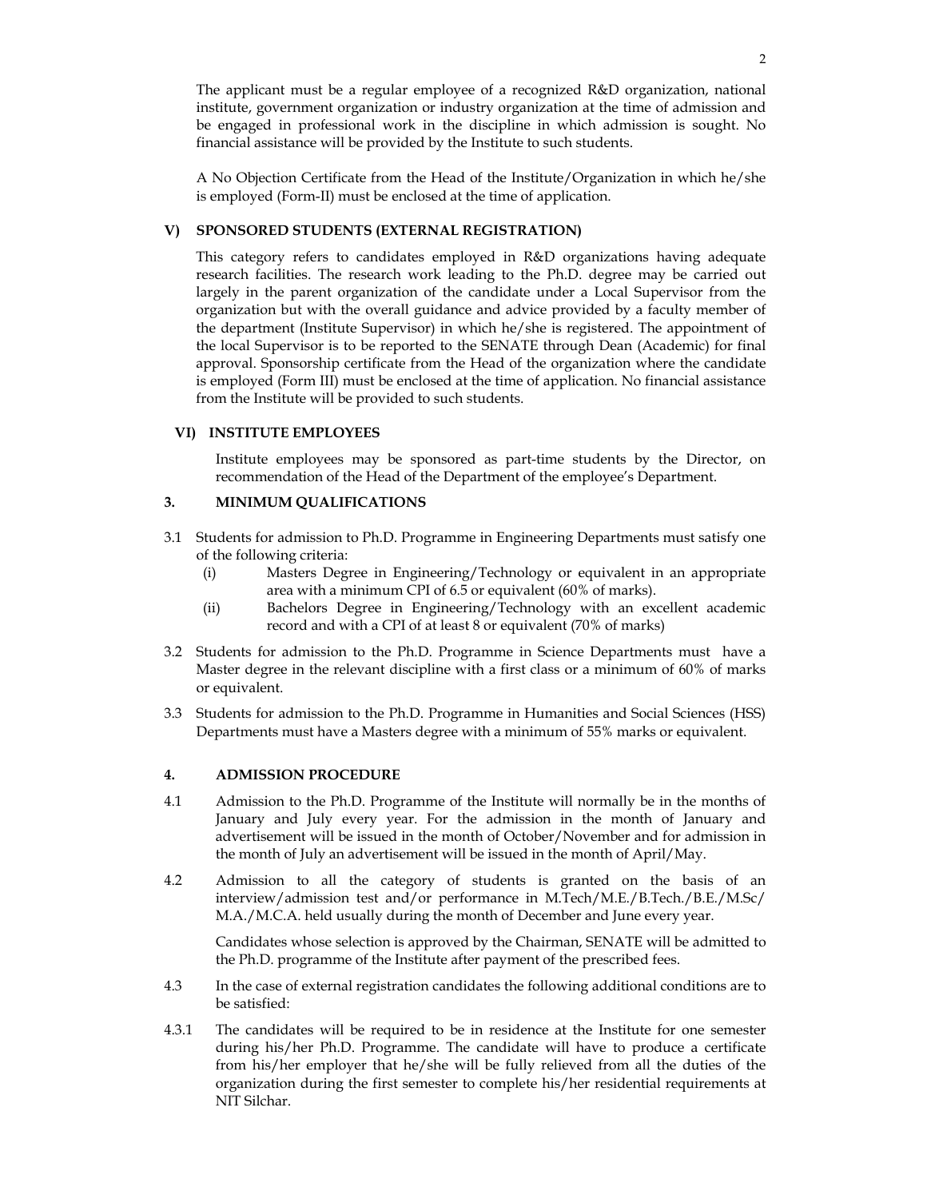The applicant must be a regular employee of a recognized R&D organization, national institute, government organization or industry organization at the time of admission and be engaged in professional work in the discipline in which admission is sought. No financial assistance will be provided by the Institute to such students.

A No Objection Certificate from the Head of the Institute/Organization in which he/she is employed (Form-II) must be enclosed at the time of application.

### V) SPONSORED STUDENTS (EXTERNAL REGISTRATION)

This category refers to candidates employed in R&D organizations having adequate research facilities. The research work leading to the Ph.D. degree may be carried out largely in the parent organization of the candidate under a Local Supervisor from the organization but with the overall guidance and advice provided by a faculty member of the department (Institute Supervisor) in which he/she is registered. The appointment of the local Supervisor is to be reported to the SENATE through Dean (Academic) for final approval. Sponsorship certificate from the Head of the organization where the candidate is employed (Form III) must be enclosed at the time of application. No financial assistance from the Institute will be provided to such students.

### VI) INSTITUTE EMPLOYEES

Institute employees may be sponsored as part-time students by the Director, on recommendation of the Head of the Department of the employee's Department.

## 3. MINIMUM QUALIFICATIONS

3.1 Students for admission to Ph.D. Programme in Engineering Departments must satisfy one of the following criteria:

(i) Masters Degree in Engineering/Technology or equivalent in an appropriate area with a minimum CPI of 6.5 or equivalent (60% of marks).

(ii) Bachelors Degree in Engineering/Technology with an excellent academic record and with a CPI of at least 8 or equivalent (70% of marks)

3.2 Students for admission to the Ph.D. Programme in Science Departments must have a Master degree in the relevant discipline with a first class or a minimum of 60% of marks or equivalent.

3.3 Students for admission to the Ph.D. Programme in Humanities and Social Sciences (HSS) Departments must have a Masters degree with a minimum of 55% marks or equivalent.

## 4. ADMISSION PROCEDURE

4.1 Admission to the Ph.D. Programme of the Institute will normally be in the months of January and July every year. For the admission in the month of January and advertisement will be issued in the month of October/November and for admission in the month of July an advertisement will be issued in the month of April/May.

4.2 Admission to all the category of students is granted on the basis of an interview/admission test and/or performance in M.Tech/M.E./B.Tech./B.E./M.Sc/ M.A./M.C.A. held usually during the month of December and June every year.

Candidates whose selection is approved by the Chairman, SENATE will be admitted to the Ph.D. programme of the Institute after payment of the prescribed fees.

4.3 In the case of external registration candidates the following additional conditions are to be satisfied:

4.3.1 The candidates will be required to be in residence at the Institute for one semester during his/her Ph.D. Programme. The candidate will have to produce a certificate from his/her employer that he/she will be fully relieved from all the duties of the organization during the first semester to complete his/her residential requirements at NIT Silchar.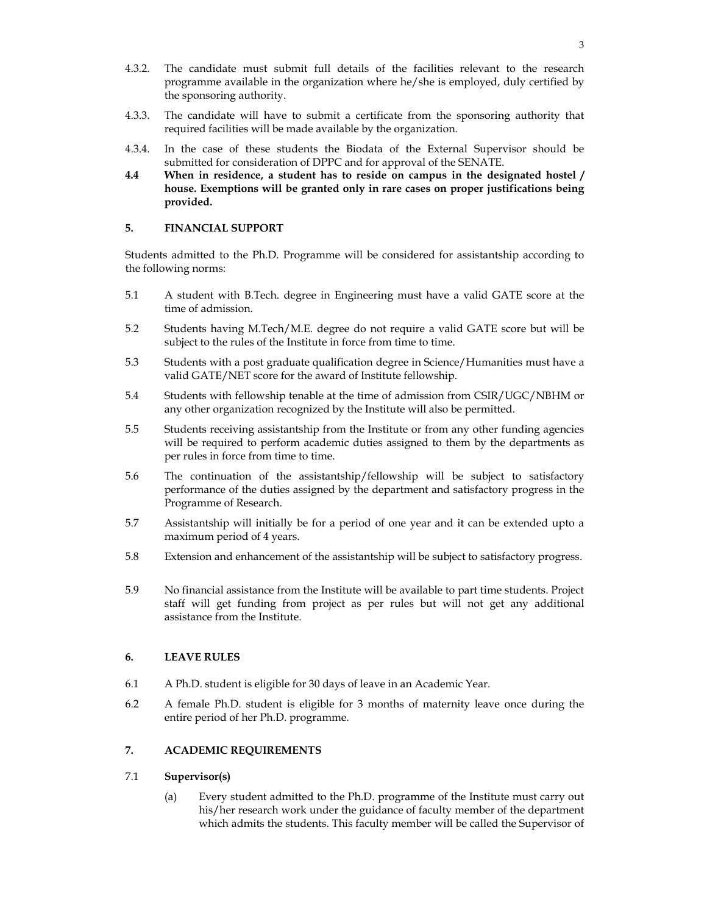4.3.2. The candidate must submit full details of the facilities relevant to the research programme available in the organization where he/she is employed, duly certified by the sponsoring authority.

4.3.3. The candidate will have to submit a certificate from the sponsoring authority that required facilities will be made available by the organization.

4.3.4. In the case of these students the Biodata of the External Supervisor should be submitted for consideration of DPPC and for approval of the SENATE.

**4.4 When in residence, a student has to reside on campus in the designated hostel / house. Exemptions will be granted only in rare cases on proper justifications being provided.**

## 5. FINANCIAL SUPPORT

Students admitted to the Ph.D. Programme will be considered for assistantship according to the following norms:

5.1 A student with B.Tech. degree in Engineering must have a valid GATE score at the time of admission.

5.2 Students having M.Tech/M.E. degree do not require a valid GATE score but will be subject to the rules of the Institute in force from time to time.

5.3 Students with a post graduate qualification degree in Science/Humanities must have a valid GATE/NET score for the award of Institute fellowship.

5.4 Students with fellowship tenable at the time of admission from CSIR/UGC/NBHM or any other organization recognized by the Institute will also be permitted.

5.5 Students receiving assistantship from the Institute or from any other funding agencies will be required to perform academic duties assigned to them by the departments as per rules in force from time to time.

5.6 The continuation of the assistantship/fellowship will be subject to satisfactory performance of the duties assigned by the department and satisfactory progress in the Programme of Research.

5.7 Assistantship will initially be for a period of one year and it can be extended upto a maximum period of 4 years.

5.8 Extension and enhancement of the assistantship will be subject to satisfactory progress.

5.9 No financial assistance from the Institute will be available to part time students. Project staff will get funding from project as per rules but will not get any additional assistance from the Institute.

## 6. LEAVE RULES

6.1 A Ph.D. student is eligible for 30 days of leave in an Academic Year.

6.2 A female Ph.D. student is eligible for 3 months of maternity leave once during the entire period of her Ph.D. programme.

## 7. ACADEMIC REQUIREMENTS

### 7.1 Supervisor(s)

(a) Every student admitted to the Ph.D. programme of the Institute must carry out his/her research work under the guidance of faculty member of the department which admits the students. This faculty member will be called the Supervisor of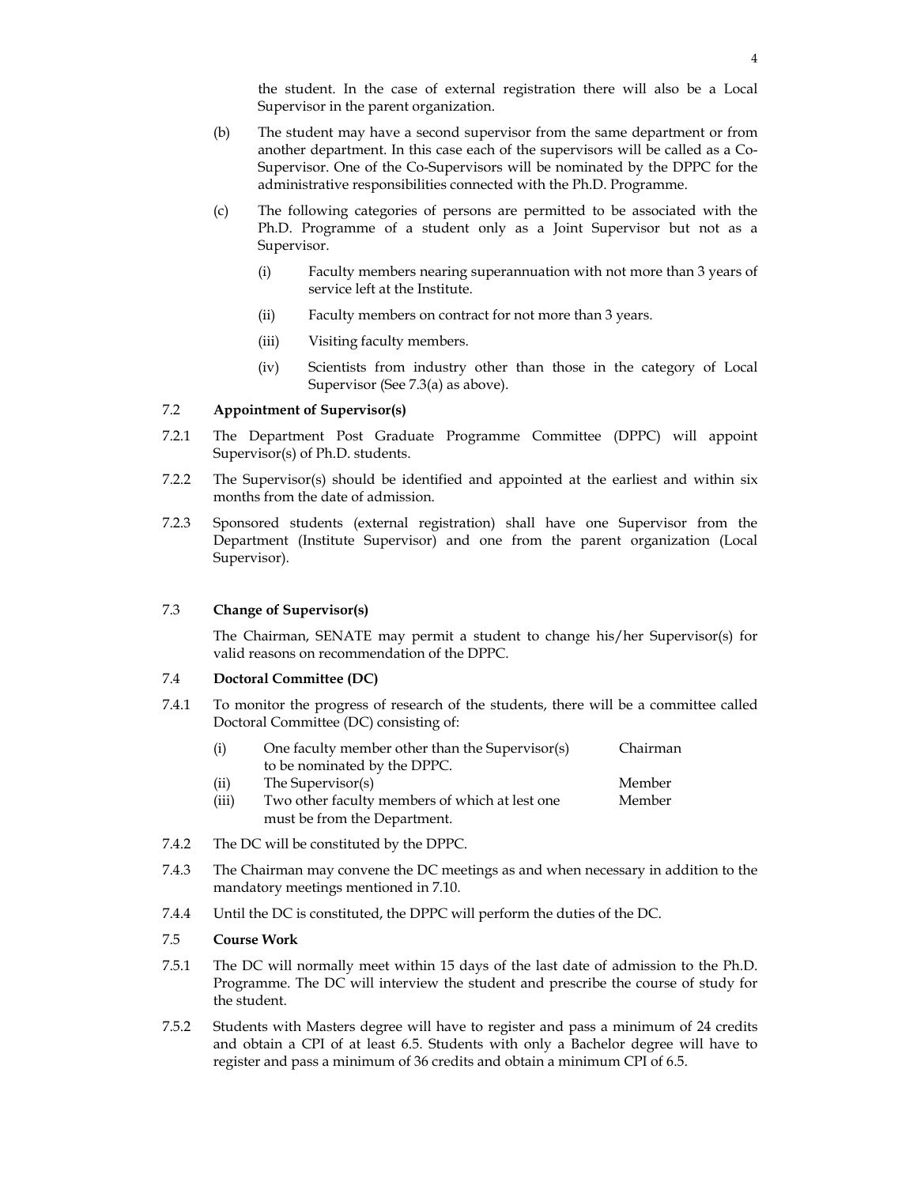the student. In the case of external registration there will also be a Local Supervisor in the parent organization.

(b) The student may have a second supervisor from the same department or from another department. In this case each of the supervisors will be called as a Co-Supervisor. One of the Co-Supervisors will be nominated by the DPPC for the administrative responsibilities connected with the Ph.D. Programme.

(c) The following categories of persons are permitted to be associated with the Ph.D. Programme of a student only as a Joint Supervisor but not as a Supervisor.

(i) Faculty members nearing superannuation with not more than 3 years of service left at the Institute.

(ii) Faculty members on contract for not more than 3 years.

(iii) Visiting faculty members.

(iv) Scientists from industry other than those in the category of Local Supervisor (See 7.3(a) as above).

### 7.2 Appointment of Supervisor(s)

7.2.1 The Department Post Graduate Programme Committee (DPPC) will appoint Supervisor(s) of Ph.D. students.

7.2.2 The Supervisor(s) should be identified and appointed at the earliest and within six months from the date of admission.

7.2.3 Sponsored students (external registration) shall have one Supervisor from the Department (Institute Supervisor) and one from the parent organization (Local Supervisor).

### 7.3 Change of Supervisor(s)

The Chairman, SENATE may permit a student to change his/her Supervisor(s) for valid reasons on recommendation of the DPPC.

### 7.4 Doctoral Committee (DC)

7.4.1 To monitor the progress of research of the students, there will be a committee called Doctoral Committee (DC) consisting of:

| | | |
|---|---|---|
| (i) | One faculty member other than the Supervisor(s) to be nominated by the DPPC. | Chairman |
| (ii) | The Supervisor(s) | Member |
| (iii) | Two other faculty members of which at lest one must be from the Department. | Member |

7.4.2 The DC will be constituted by the DPPC.

7.4.3 The Chairman may convene the DC meetings as and when necessary in addition to the mandatory meetings mentioned in 7.10.

7.4.4 Until the DC is constituted, the DPPC will perform the duties of the DC.

### 7.5 Course Work

7.5.1 The DC will normally meet within 15 days of the last date of admission to the Ph.D. Programme. The DC will interview the student and prescribe the course of study for the student.

7.5.2 Students with Masters degree will have to register and pass a minimum of 24 credits and obtain a CPI of at least 6.5. Students with only a Bachelor degree will have to register and pass a minimum of 36 credits and obtain a minimum CPI of 6.5.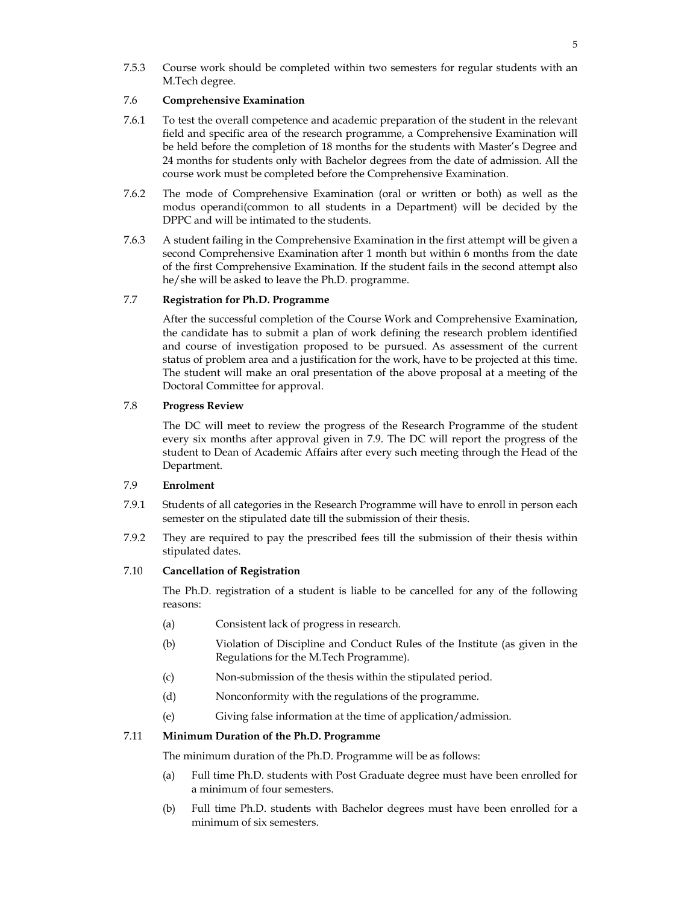7.5.3 Course work should be completed within two semesters for regular students with an M.Tech degree.

### 7.6 Comprehensive Examination

7.6.1 To test the overall competence and academic preparation of the student in the relevant field and specific area of the research programme, a Comprehensive Examination will be held before the completion of 18 months for the students with Master's Degree and 24 months for students only with Bachelor degrees from the date of admission. All the course work must be completed before the Comprehensive Examination.

7.6.2 The mode of Comprehensive Examination (oral or written or both) as well as the modus operandi(common to all students in a Department) will be decided by the DPPC and will be intimated to the students.

7.6.3 A student failing in the Comprehensive Examination in the first attempt will be given a second Comprehensive Examination after 1 month but within 6 months from the date of the first Comprehensive Examination. If the student fails in the second attempt also he/she will be asked to leave the Ph.D. programme.

### 7.7 Registration for Ph.D. Programme

After the successful completion of the Course Work and Comprehensive Examination, the candidate has to submit a plan of work defining the research problem identified and course of investigation proposed to be pursued. As assessment of the current status of problem area and a justification for the work, have to be projected at this time. The student will make an oral presentation of the above proposal at a meeting of the Doctoral Committee for approval.

### 7.8 Progress Review

The DC will meet to review the progress of the Research Programme of the student every six months after approval given in 7.9. The DC will report the progress of the student to Dean of Academic Affairs after every such meeting through the Head of the Department.

### 7.9 Enrolment

7.9.1 Students of all categories in the Research Programme will have to enroll in person each semester on the stipulated date till the submission of their thesis.

7.9.2 They are required to pay the prescribed fees till the submission of their thesis within stipulated dates.

### 7.10 Cancellation of Registration

The Ph.D. registration of a student is liable to be cancelled for any of the following reasons:

(a) Consistent lack of progress in research.

(b) Violation of Discipline and Conduct Rules of the Institute (as given in the Regulations for the M.Tech Programme).

(c) Non-submission of the thesis within the stipulated period.

(d) Nonconformity with the regulations of the programme.

(e) Giving false information at the time of application/admission.

### 7.11 Minimum Duration of the Ph.D. Programme

The minimum duration of the Ph.D. Programme will be as follows:

(a) Full time Ph.D. students with Post Graduate degree must have been enrolled for a minimum of four semesters.

(b) Full time Ph.D. students with Bachelor degrees must have been enrolled for a minimum of six semesters.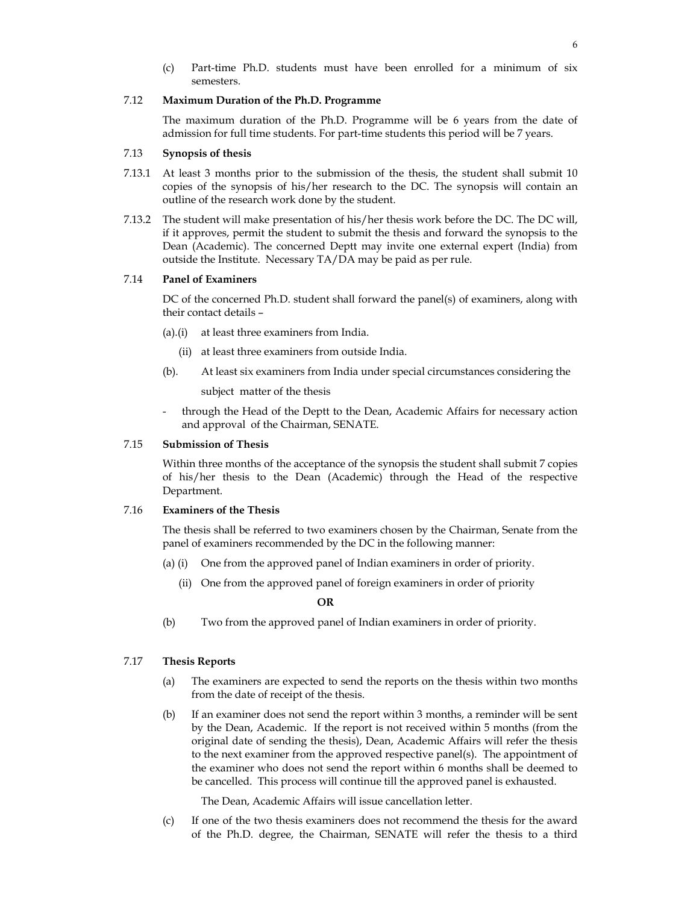(c) Part-time Ph.D. students must have been enrolled for a minimum of six semesters.

### 7.12 Maximum Duration of the Ph.D. Programme

The maximum duration of the Ph.D. Programme will be 6 years from the date of admission for full time students. For part-time students this period will be 7 years.

### 7.13 Synopsis of thesis

7.13.1 At least 3 months prior to the submission of the thesis, the student shall submit 10 copies of the synopsis of his/her research to the DC. The synopsis will contain an outline of the research work done by the student.

7.13.2 The student will make presentation of his/her thesis work before the DC. The DC will, if it approves, permit the student to submit the thesis and forward the synopsis to the Dean (Academic). The concerned Deptt may invite one external expert (India) from outside the Institute. Necessary TA/DA may be paid as per rule.

### 7.14 Panel of Examiners

DC of the concerned Ph.D. student shall forward the panel(s) of examiners, along with their contact details –

(a).(i) at least three examiners from India.

(ii) at least three examiners from outside India.

(b). At least six examiners from India under special circumstances considering the subject matter of the thesis

- through the Head of the Deptt to the Dean, Academic Affairs for necessary action and approval of the Chairman, SENATE.

### 7.15 Submission of Thesis

Within three months of the acceptance of the synopsis the student shall submit 7 copies of his/her thesis to the Dean (Academic) through the Head of the respective Department.

### 7.16 Examiners of the Thesis

The thesis shall be referred to two examiners chosen by the Chairman, Senate from the panel of examiners recommended by the DC in the following manner:

(a) (i) One from the approved panel of Indian examiners in order of priority.

(ii) One from the approved panel of foreign examiners in order of priority

**OR**

(b) Two from the approved panel of Indian examiners in order of priority.

### 7.17 Thesis Reports

(a) The examiners are expected to send the reports on the thesis within two months from the date of receipt of the thesis.

(b) If an examiner does not send the report within 3 months, a reminder will be sent by the Dean, Academic. If the report is not received within 5 months (from the original date of sending the thesis), Dean, Academic Affairs will refer the thesis to the next examiner from the approved respective panel(s). The appointment of the examiner who does not send the report within 6 months shall be deemed to be cancelled. This process will continue till the approved panel is exhausted.

The Dean, Academic Affairs will issue cancellation letter.

(c) If one of the two thesis examiners does not recommend the thesis for the award of the Ph.D. degree, the Chairman, SENATE will refer the thesis to a third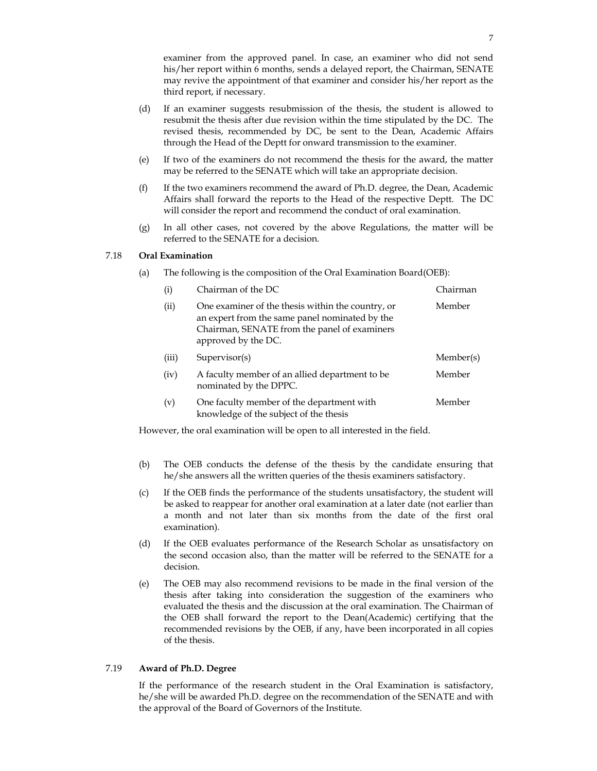examiner from the approved panel. In case, an examiner who did not send his/her report within 6 months, sends a delayed report, the Chairman, SENATE may revive the appointment of that examiner and consider his/her report as the third report, if necessary.

(d) If an examiner suggests resubmission of the thesis, the student is allowed to resubmit the thesis after due revision within the time stipulated by the DC. The revised thesis, recommended by DC, be sent to the Dean, Academic Affairs through the Head of the Deptt for onward transmission to the examiner.

(e) If two of the examiners do not recommend the thesis for the award, the matter may be referred to the SENATE which will take an appropriate decision.

(f) If the two examiners recommend the award of Ph.D. degree, the Dean, Academic Affairs shall forward the reports to the Head of the respective Deptt. The DC will consider the report and recommend the conduct of oral examination.

(g) In all other cases, not covered by the above Regulations, the matter will be referred to the SENATE for a decision.

7.18 **Oral Examination**

(a) The following is the composition of the Oral Examination Board(OEB):

| | | |
|---|---|---|
| (i) | Chairman of the DC | Chairman |
| (ii) | One examiner of the thesis within the country, or an expert from the same panel nominated by the Chairman, SENATE from the panel of examiners approved by the DC. | Member |
| (iii) | Supervisor(s) | Member(s) |
| (iv) | A faculty member of an allied department to be nominated by the DPPC. | Member |
| (v) | One faculty member of the department with knowledge of the subject of the thesis | Member |

However, the oral examination will be open to all interested in the field.

(b) The OEB conducts the defense of the thesis by the candidate ensuring that he/she answers all the written queries of the thesis examiners satisfactory.

(c) If the OEB finds the performance of the students unsatisfactory, the student will be asked to reappear for another oral examination at a later date (not earlier than a month and not later than six months from the date of the first oral examination).

(d) If the OEB evaluates performance of the Research Scholar as unsatisfactory on the second occasion also, than the matter will be referred to the SENATE for a decision.

(e) The OEB may also recommend revisions to be made in the final version of the thesis after taking into consideration the suggestion of the examiners who evaluated the thesis and the discussion at the oral examination. The Chairman of the OEB shall forward the report to the Dean(Academic) certifying that the recommended revisions by the OEB, if any, have been incorporated in all copies of the thesis.

7.19 **Award of Ph.D. Degree**

If the performance of the research student in the Oral Examination is satisfactory, he/she will be awarded Ph.D. degree on the recommendation of the SENATE and with the approval of the Board of Governors of the Institute.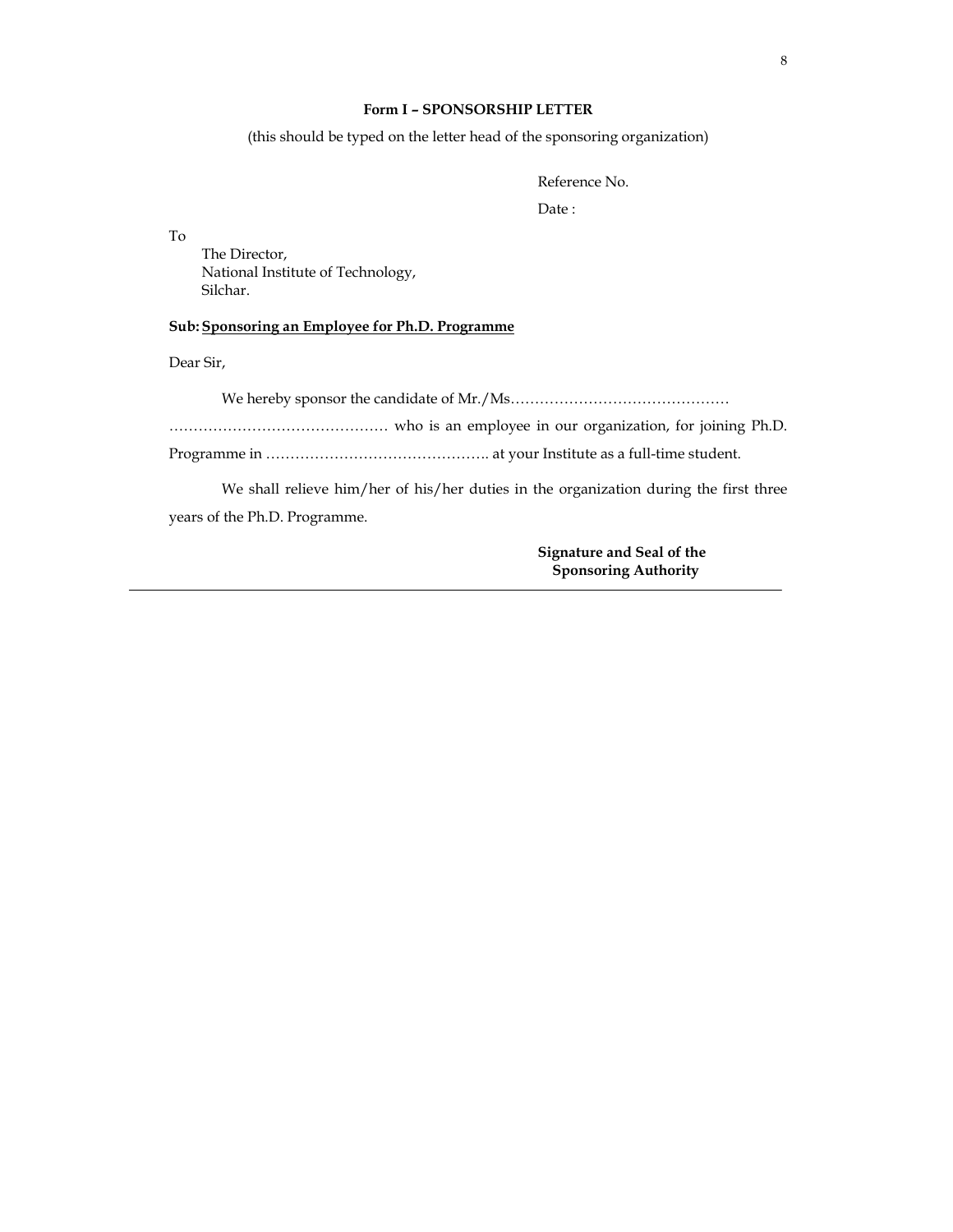**Form I – SPONSORSHIP LETTER**

(this should be typed on the letter head of the sponsoring organization)

Reference No.

Date :

To

The Director,
National Institute of Technology,
Silchar.

**Sub: Sponsoring an Employee for Ph.D. Programme**

Dear Sir,

We hereby sponsor the candidate of Mr./Ms……………………………………… ……………………………………… who is an employee in our organization, for joining Ph.D. Programme in ……………………………………….. at your Institute as a full-time student.

We shall relieve him/her of his/her duties in the organization during the first three years of the Ph.D. Programme.

**Signature and Seal of the Sponsoring Authority**

---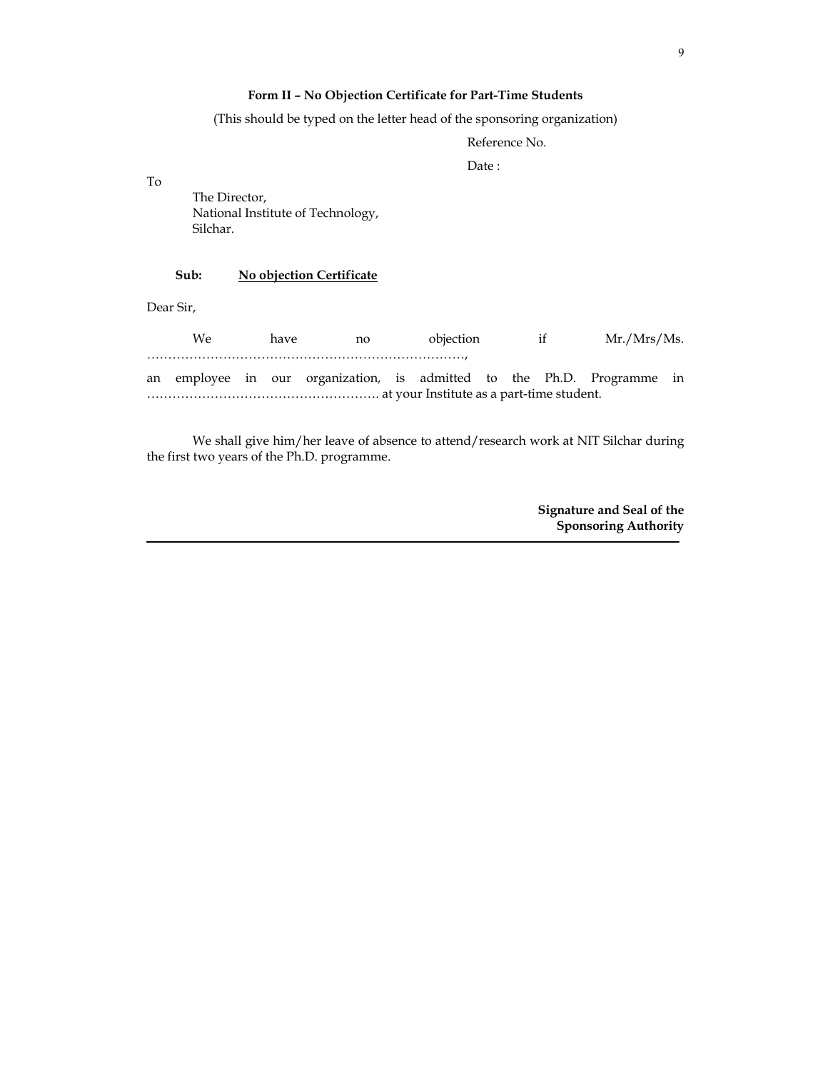**Form II – No Objection Certificate for Part-Time Students**

(This should be typed on the letter head of the sponsoring organization)

Reference No.

Date :

To

The Director,
National Institute of Technology,
Silchar.

**Sub:** **<u>No objection Certificate</u>**

Dear Sir,

We have no objection if Mr./Mrs/Ms. ………………………………………………………………, an employee in our organization, is admitted to the Ph.D. Programme in ………………………………………………. at your Institute as a part-time student.

We shall give him/her leave of absence to attend/research work at NIT Silchar during the first two years of the Ph.D. programme.

**Signature and Seal of the Sponsoring Authority**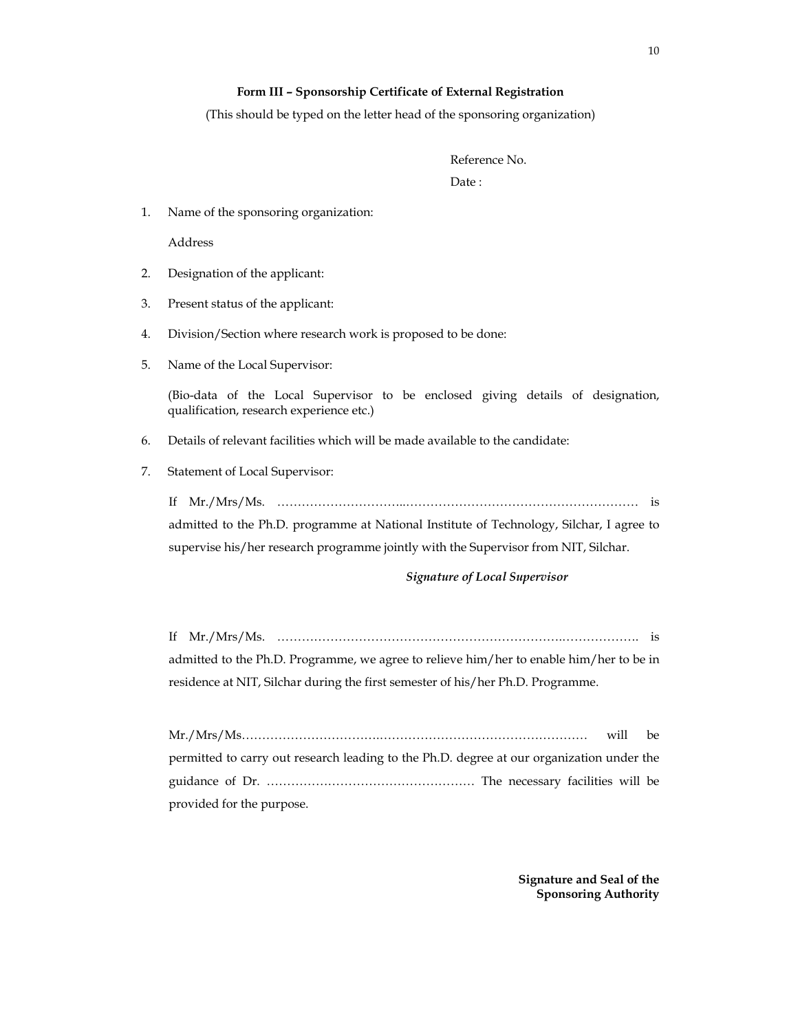**Form III – Sponsorship Certificate of External Registration**

(This should be typed on the letter head of the sponsoring organization)

Reference No.

Date :

1. Name of the sponsoring organization:

   Address

2. Designation of the applicant:

3. Present status of the applicant:

4. Division/Section where research work is proposed to be done:

5. Name of the Local Supervisor:

   (Bio-data of the Local Supervisor to be enclosed giving details of designation, qualification, research experience etc.)

6. Details of relevant facilities which will be made available to the candidate:

7. Statement of Local Supervisor:

   If Mr./Mrs/Ms. ………………………..………………………………………………… is admitted to the Ph.D. programme at National Institute of Technology, Silchar, I agree to supervise his/her research programme jointly with the Supervisor from NIT, Silchar.

   ***Signature of Local Supervisor***

   If Mr./Mrs/Ms. ………………………………………………………….………………. is admitted to the Ph.D. Programme, we agree to relieve him/her to enable him/her to be in residence at NIT, Silchar during the first semester of his/her Ph.D. Programme.

   Mr./Mrs/Ms…………………………..…………………………………………… will be permitted to carry out research leading to the Ph.D. degree at our organization under the guidance of Dr. …………………………………………… The necessary facilities will be provided for the purpose.

**Signature and Seal of the Sponsoring Authority**